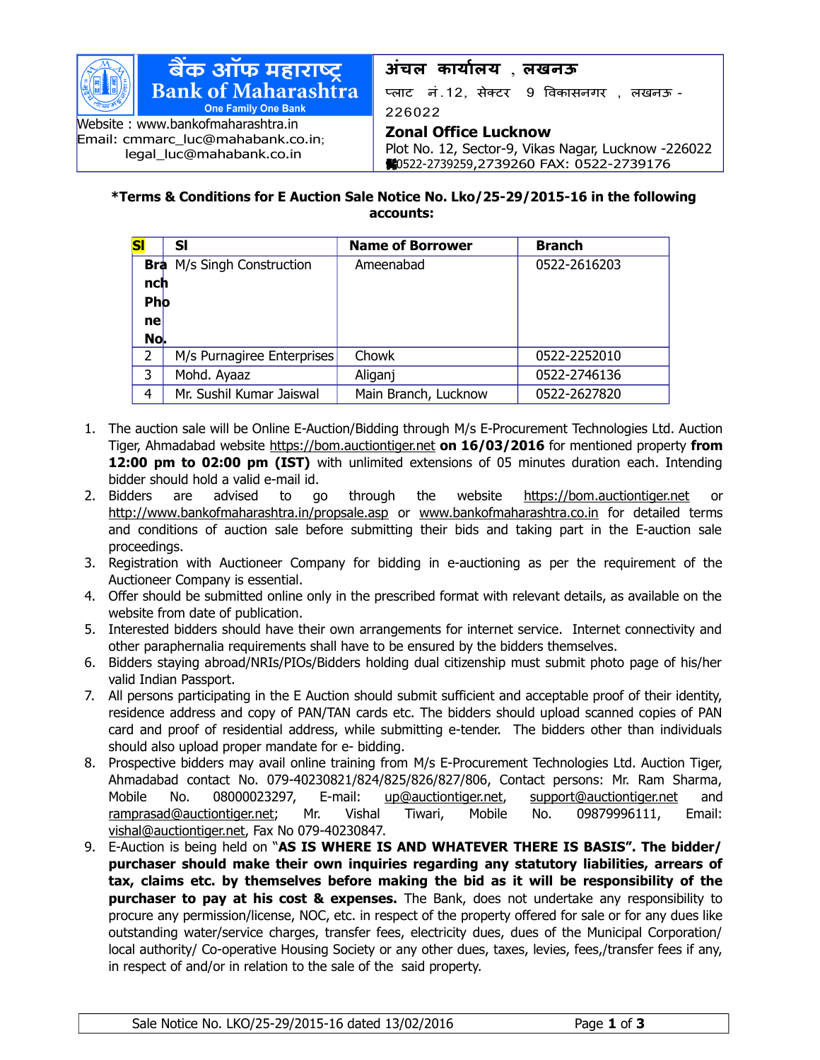**बैंक ऑफ महाराष्ट्र**
**Bank of Maharashtra**
One Family One Bank

Website : www.bankofmaharashtra.in
Email: cmmarc_luc@mahabank.co.in; legal_luc@mahabank.co.in

**अंचल कार्यालय , लखनऊ**
प्लाट नं.12, सेक्टर 9 विकासनगर , लखनऊ - 226022

**Zonal Office Lucknow**
Plot No. 12, Sector-9, Vikas Nagar, Lucknow -226022
0522-2739259,2739260 FAX: 0522-2739176

**\*Terms & Conditions for E Auction Sale Notice No. Lko/25-29/2015-16 in the following accounts:**

| Sl | Sl | Name of Borrower | Branch |
|---|---|---|---|
| Branch Phone No. | M/s Singh Construction | Ameenabad | 0522-2616203 |
| 2 | M/s Purnagiree Enterprises | Chowk | 0522-2252010 |
| 3 | Mohd. Ayaaz | Aliganj | 0522-2746136 |
| 4 | Mr. Sushil Kumar Jaiswal | Main Branch, Lucknow | 0522-2627820 |

1. The auction sale will be Online E-Auction/Bidding through M/s E-Procurement Technologies Ltd. Auction Tiger, Ahmadabad website https://bom.auctiontiger.net **on 16/03/2016** for mentioned property **from 12:00 pm to 02:00 pm (IST)** with unlimited extensions of 05 minutes duration each. Intending bidder should hold a valid e-mail id.
2. Bidders are advised to go through the website https://bom.auctiontiger.net or http://www.bankofmaharashtra.in/propsale.asp or www.bankofmaharashtra.co.in for detailed terms and conditions of auction sale before submitting their bids and taking part in the E-auction sale proceedings.
3. Registration with Auctioneer Company for bidding in e-auctioning as per the requirement of the Auctioneer Company is essential.
4. Offer should be submitted online only in the prescribed format with relevant details, as available on the website from date of publication.
5. Interested bidders should have their own arrangements for internet service. Internet connectivity and other paraphernalia requirements shall have to be ensured by the bidders themselves.
6. Bidders staying abroad/NRIs/PIOs/Bidders holding dual citizenship must submit photo page of his/her valid Indian Passport.
7. All persons participating in the E Auction should submit sufficient and acceptable proof of their identity, residence address and copy of PAN/TAN cards etc. The bidders should upload scanned copies of PAN card and proof of residential address, while submitting e-tender. The bidders other than individuals should also upload proper mandate for e- bidding.
8. Prospective bidders may avail online training from M/s E-Procurement Technologies Ltd. Auction Tiger, Ahmadabad contact No. 079-40230821/824/825/826/827/806, Contact persons: Mr. Ram Sharma, Mobile No. 08000023297, E-mail: up@auctiontiger.net, support@auctiontiger.net and ramprasad@auctiontiger.net; Mr. Vishal Tiwari, Mobile No. 09879996111, Email: vishal@auctiontiger.net, Fax No 079-40230847.
9. E-Auction is being held on "**AS IS WHERE IS AND WHATEVER THERE IS BASIS". The bidder/ purchaser should make their own inquiries regarding any statutory liabilities, arrears of tax, claims etc. by themselves before making the bid as it will be responsibility of the purchaser to pay at his cost & expenses.** The Bank, does not undertake any responsibility to procure any permission/license, NOC, etc. in respect of the property offered for sale or for any dues like outstanding water/service charges, transfer fees, electricity dues, dues of the Municipal Corporation/ local authority/ Co-operative Housing Society or any other dues, taxes, levies, fees,/transfer fees if any, in respect of and/or in relation to the sale of the said property.

Sale Notice No. LKO/25-29/2015-16 dated 13/02/2016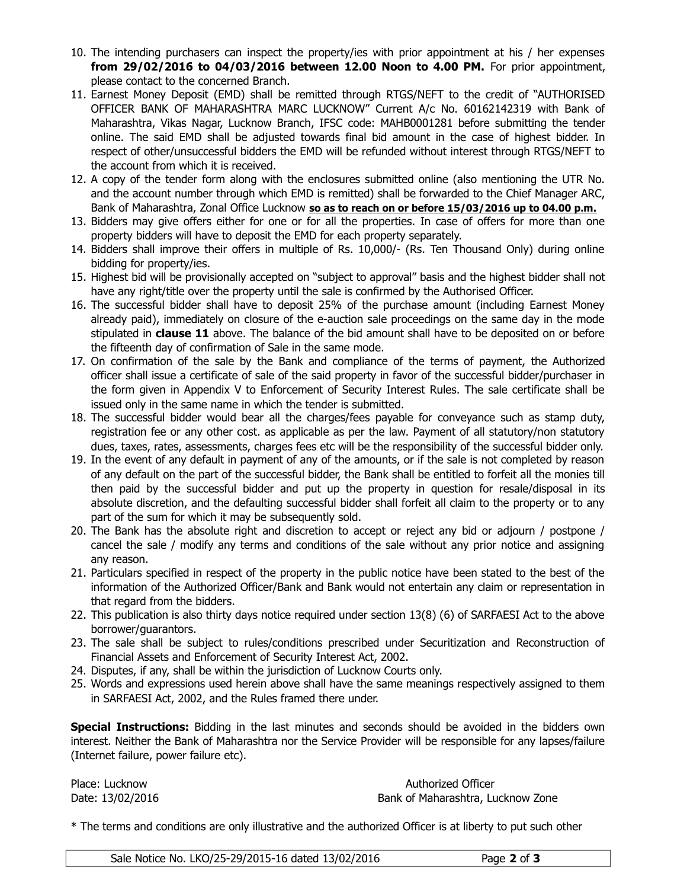10. The intending purchasers can inspect the property/ies with prior appointment at his / her expenses **from 29/02/2016 to 04/03/2016 between 12.00 Noon to 4.00 PM.** For prior appointment, please contact to the concerned Branch.
11. Earnest Money Deposit (EMD) shall be remitted through RTGS/NEFT to the credit of "AUTHORISED OFFICER BANK OF MAHARASHTRA MARC LUCKNOW" Current A/c No. 60162142319 with Bank of Maharashtra, Vikas Nagar, Lucknow Branch, IFSC code: MAHB0001281 before submitting the tender online. The said EMD shall be adjusted towards final bid amount in the case of highest bidder. In respect of other/unsuccessful bidders the EMD will be refunded without interest through RTGS/NEFT to the account from which it is received.
12. A copy of the tender form along with the enclosures submitted online (also mentioning the UTR No. and the account number through which EMD is remitted) shall be forwarded to the Chief Manager ARC, Bank of Maharashtra, Zonal Office Lucknow **so as to reach on or before 15/03/2016 up to 04.00 p.m.**
13. Bidders may give offers either for one or for all the properties. In case of offers for more than one property bidders will have to deposit the EMD for each property separately.
14. Bidders shall improve their offers in multiple of Rs. 10,000/- (Rs. Ten Thousand Only) during online bidding for property/ies.
15. Highest bid will be provisionally accepted on "subject to approval" basis and the highest bidder shall not have any right/title over the property until the sale is confirmed by the Authorised Officer.
16. The successful bidder shall have to deposit 25% of the purchase amount (including Earnest Money already paid), immediately on closure of the e-auction sale proceedings on the same day in the mode stipulated in **clause 11** above. The balance of the bid amount shall have to be deposited on or before the fifteenth day of confirmation of Sale in the same mode.
17. On confirmation of the sale by the Bank and compliance of the terms of payment, the Authorized officer shall issue a certificate of sale of the said property in favor of the successful bidder/purchaser in the form given in Appendix V to Enforcement of Security Interest Rules. The sale certificate shall be issued only in the same name in which the tender is submitted.
18. The successful bidder would bear all the charges/fees payable for conveyance such as stamp duty, registration fee or any other cost. as applicable as per the law. Payment of all statutory/non statutory dues, taxes, rates, assessments, charges fees etc will be the responsibility of the successful bidder only.
19. In the event of any default in payment of any of the amounts, or if the sale is not completed by reason of any default on the part of the successful bidder, the Bank shall be entitled to forfeit all the monies till then paid by the successful bidder and put up the property in question for resale/disposal in its absolute discretion, and the defaulting successful bidder shall forfeit all claim to the property or to any part of the sum for which it may be subsequently sold.
20. The Bank has the absolute right and discretion to accept or reject any bid or adjourn / postpone / cancel the sale / modify any terms and conditions of the sale without any prior notice and assigning any reason.
21. Particulars specified in respect of the property in the public notice have been stated to the best of the information of the Authorized Officer/Bank and Bank would not entertain any claim or representation in that regard from the bidders.
22. This publication is also thirty days notice required under section 13(8) (6) of SARFAESI Act to the above borrower/guarantors.
23. The sale shall be subject to rules/conditions prescribed under Securitization and Reconstruction of Financial Assets and Enforcement of Security Interest Act, 2002.
24. Disputes, if any, shall be within the jurisdiction of Lucknow Courts only.
25. Words and expressions used herein above shall have the same meanings respectively assigned to them in SARFAESI Act, 2002, and the Rules framed there under.

**Special Instructions:** Bidding in the last minutes and seconds should be avoided in the bidders own interest. Neither the Bank of Maharashtra nor the Service Provider will be responsible for any lapses/failure (Internet failure, power failure etc).

Place: Lucknow
Date: 13/02/2016

Authorized Officer
Bank of Maharashtra, Lucknow Zone

* The terms and conditions are only illustrative and the authorized Officer is at liberty to put such other

Sale Notice No. LKO/25-29/2015-16 dated 13/02/2016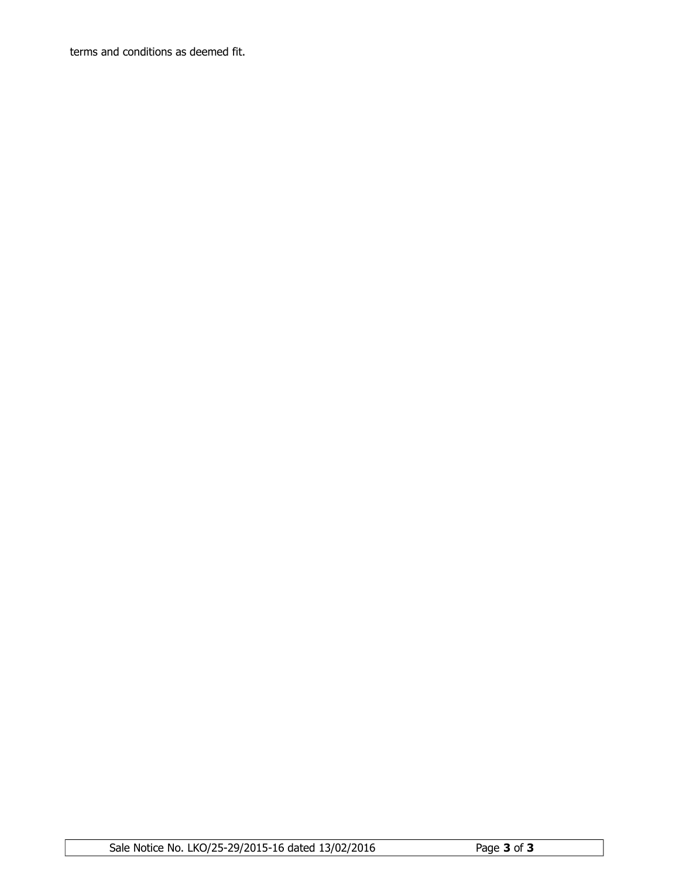terms and conditions as deemed fit.